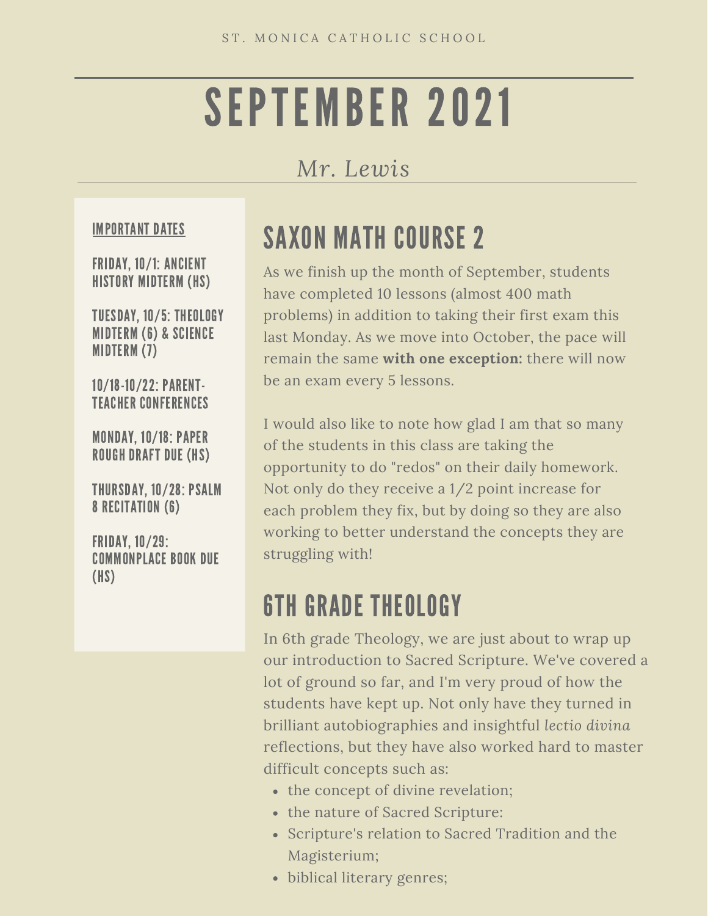ST. MONICA CATHOLIC SCHOOL

# SEPTEMBER 2021

*Mr. Lewis*

**IMPORTANT DATES**

**FRIDAY, 10/1: ANCIENT HISTORY MIDTERM (HS)**

**TUESDAY, 10/5: THEOLOGY MIDTERM (6) & SCIENCE MIDTERM (7)**

**10/18-10/22: PARENT-TEACHER CONFERENCES**

**MONDAY, 10/18: PAPER ROUGH DRAFT DUE (HS)**

**THURSDAY, 10/28: PSALM 8 RECITATION (6)**

**FRIDAY, 10/29: COMMONPLACE BOOK DUE (HS)**

## SAXON MATH COURSE 2

As we finish up the month of September, students have completed 10 lessons (almost 400 math problems) in addition to taking their first exam this last Monday. As we move into October, the pace will remain the same **with one exception:** there will now be an exam every 5 lessons.

I would also like to note how glad I am that so many of the students in this class are taking the opportunity to do "redos" on their daily homework. Not only do they receive a 1/2 point increase for each problem they fix, but by doing so they are also working to better understand the concepts they are struggling with!

## 6TH GRADE THEOLOGY

In 6th grade Theology, we are just about to wrap up our introduction to Sacred Scripture. We've covered a lot of ground so far, and I'm very proud of how the students have kept up. Not only have they turned in brilliant autobiographies and insightful *lectio divina* reflections, but they have also worked hard to master difficult concepts such as:

- the concept of divine revelation;
- the nature of Sacred Scripture:
- Scripture's relation to Sacred Tradition and the Magisterium;
- biblical literary genres;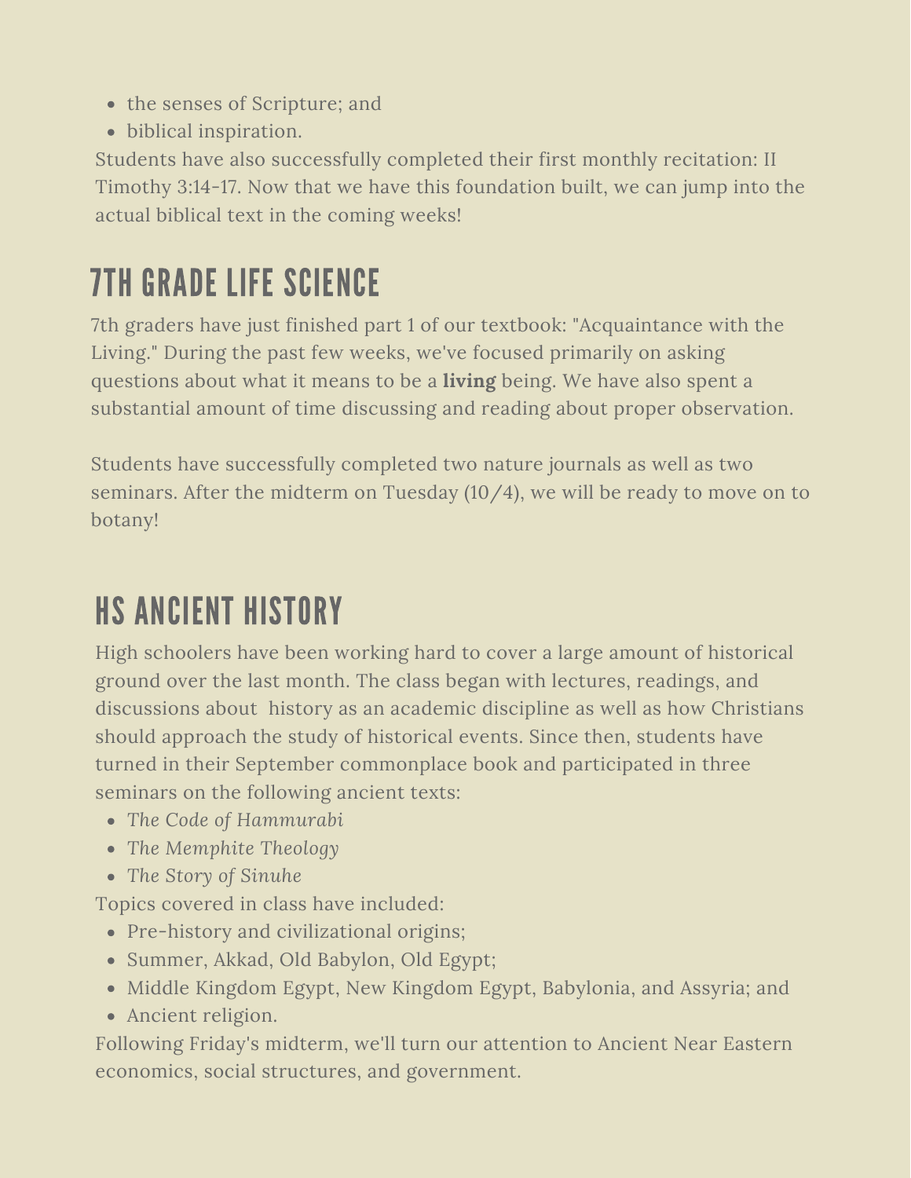- the senses of Scripture; and
- biblical inspiration.

Students have also successfully completed their first monthly recitation: II Timothy 3:14-17. Now that we have this foundation built, we can jump into the actual biblical text in the coming weeks!

## 7TH GRADE LIFE SCIENCE

7th graders have just finished part 1 of our textbook: "Acquaintance with the Living." During the past few weeks, we've focused primarily on asking questions about what it means to be a **living** being. We have also spent a substantial amount of time discussing and reading about proper observation.

Students have successfully completed two nature journals as well as two seminars. After the midterm on Tuesday (10/4), we will be ready to move on to botany!

## HS ANCIENT HISTORY

High schoolers have been working hard to cover a large amount of historical ground over the last month. The class began with lectures, readings, and discussions about history as an academic discipline as well as how Christians should approach the study of historical events. Since then, students have turned in their September commonplace book and participated in three seminars on the following ancient texts:

- *The Code of Hammurabi*
- *The Memphite Theology*
- *The Story of Sinuhe*

Topics covered in class have included:

- Pre-history and civilizational origins;
- Summer, Akkad, Old Babylon, Old Egypt;
- Middle Kingdom Egypt, New Kingdom Egypt, Babylonia, and Assyria; and
- Ancient religion.

Following Friday's midterm, we'll turn our attention to Ancient Near Eastern economics, social structures, and government.